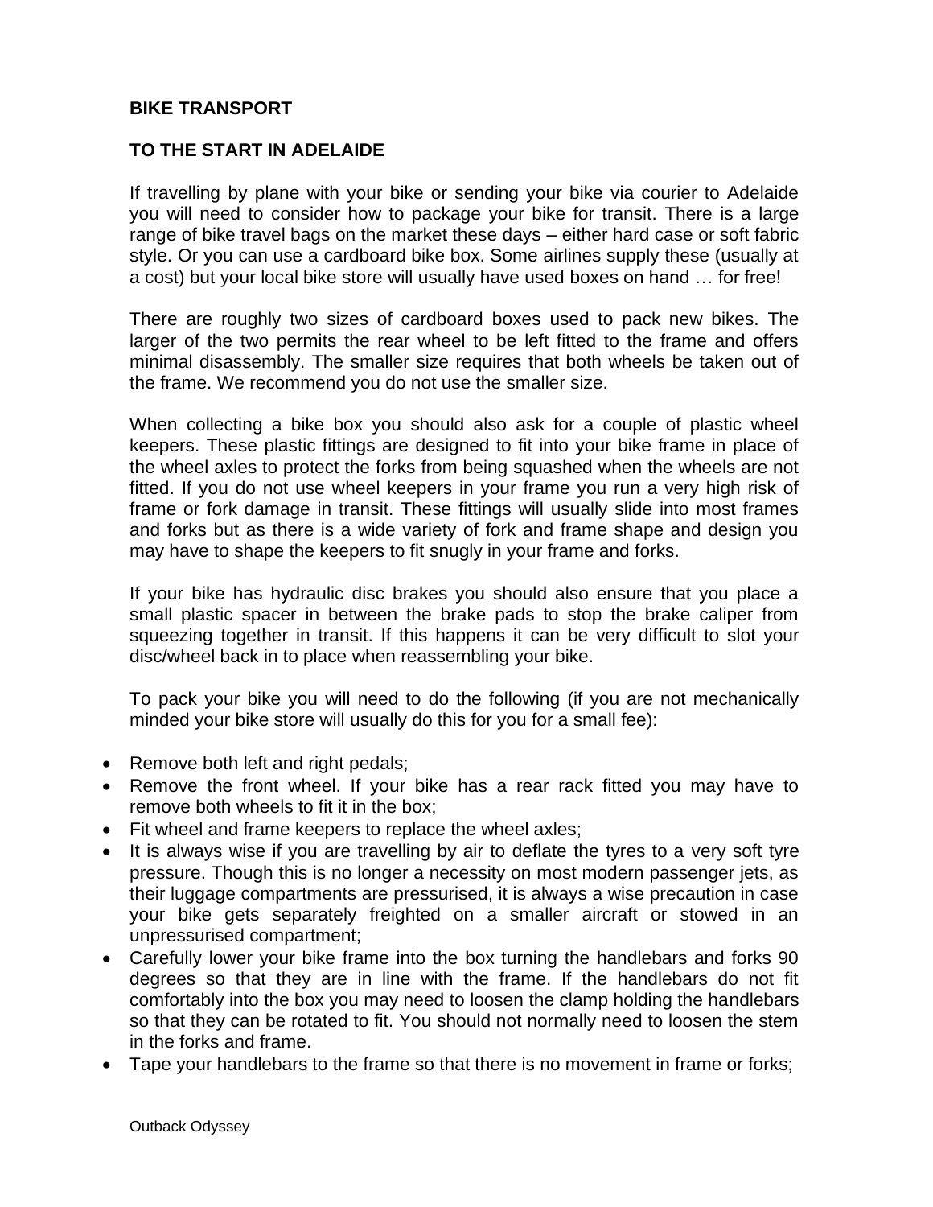**BIKE TRANSPORT**

**TO THE START IN ADELAIDE**

If travelling by plane with your bike or sending your bike via courier to Adelaide you will need to consider how to package your bike for transit. There is a large range of bike travel bags on the market these days – either hard case or soft fabric style. Or you can use a cardboard bike box. Some airlines supply these (usually at a cost) but your local bike store will usually have used boxes on hand … for free!

There are roughly two sizes of cardboard boxes used to pack new bikes. The larger of the two permits the rear wheel to be left fitted to the frame and offers minimal disassembly. The smaller size requires that both wheels be taken out of the frame. We recommend you do not use the smaller size.

When collecting a bike box you should also ask for a couple of plastic wheel keepers. These plastic fittings are designed to fit into your bike frame in place of the wheel axles to protect the forks from being squashed when the wheels are not fitted. If you do not use wheel keepers in your frame you run a very high risk of frame or fork damage in transit. These fittings will usually slide into most frames and forks but as there is a wide variety of fork and frame shape and design you may have to shape the keepers to fit snugly in your frame and forks.

If your bike has hydraulic disc brakes you should also ensure that you place a small plastic spacer in between the brake pads to stop the brake caliper from squeezing together in transit. If this happens it can be very difficult to slot your disc/wheel back in to place when reassembling your bike.

To pack your bike you will need to do the following (if you are not mechanically minded your bike store will usually do this for you for a small fee):

- Remove both left and right pedals;
- Remove the front wheel. If your bike has a rear rack fitted you may have to remove both wheels to fit it in the box;
- Fit wheel and frame keepers to replace the wheel axles;
- It is always wise if you are travelling by air to deflate the tyres to a very soft tyre pressure. Though this is no longer a necessity on most modern passenger jets, as their luggage compartments are pressurised, it is always a wise precaution in case your bike gets separately freighted on a smaller aircraft or stowed in an unpressurised compartment;
- Carefully lower your bike frame into the box turning the handlebars and forks 90 degrees so that they are in line with the frame. If the handlebars do not fit comfortably into the box you may need to loosen the clamp holding the handlebars so that they can be rotated to fit. You should not normally need to loosen the stem in the forks and frame.
- Tape your handlebars to the frame so that there is no movement in frame or forks;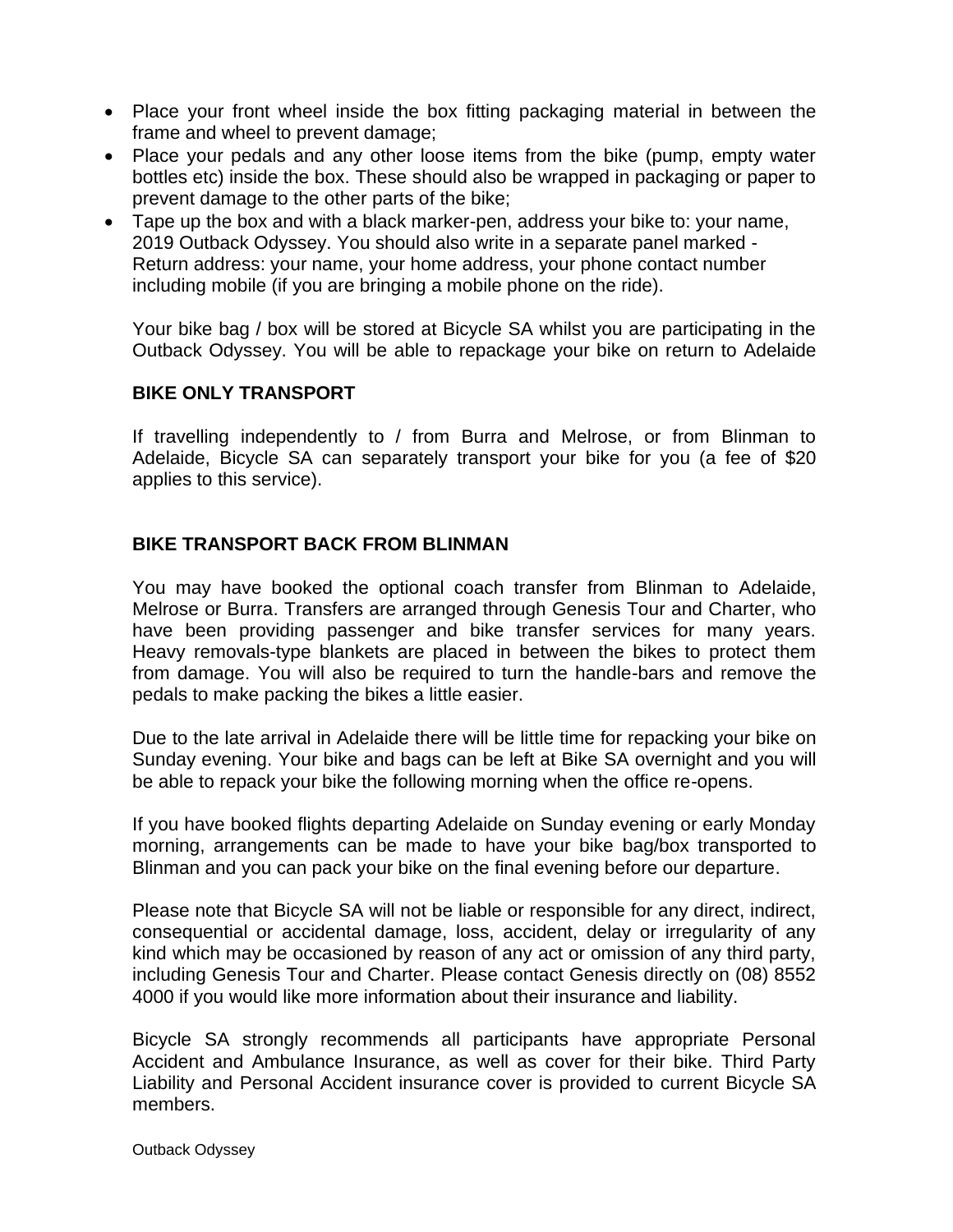- Place your front wheel inside the box fitting packaging material in between the frame and wheel to prevent damage;
- Place your pedals and any other loose items from the bike (pump, empty water bottles etc) inside the box. These should also be wrapped in packaging or paper to prevent damage to the other parts of the bike;
- Tape up the box and with a black marker-pen, address your bike to: your name, 2019 Outback Odyssey. You should also write in a separate panel marked - Return address: your name, your home address, your phone contact number including mobile (if you are bringing a mobile phone on the ride).

Your bike bag / box will be stored at Bicycle SA whilst you are participating in the Outback Odyssey. You will be able to repackage your bike on return to Adelaide

**BIKE ONLY TRANSPORT**

If travelling independently to / from Burra and Melrose, or from Blinman to Adelaide, Bicycle SA can separately transport your bike for you (a fee of $20 applies to this service).

**BIKE TRANSPORT BACK FROM BLINMAN**

You may have booked the optional coach transfer from Blinman to Adelaide, Melrose or Burra. Transfers are arranged through Genesis Tour and Charter, who have been providing passenger and bike transfer services for many years. Heavy removals-type blankets are placed in between the bikes to protect them from damage. You will also be required to turn the handle-bars and remove the pedals to make packing the bikes a little easier.

Due to the late arrival in Adelaide there will be little time for repacking your bike on Sunday evening. Your bike and bags can be left at Bike SA overnight and you will be able to repack your bike the following morning when the office re-opens.

If you have booked flights departing Adelaide on Sunday evening or early Monday morning, arrangements can be made to have your bike bag/box transported to Blinman and you can pack your bike on the final evening before our departure.

Please note that Bicycle SA will not be liable or responsible for any direct, indirect, consequential or accidental damage, loss, accident, delay or irregularity of any kind which may be occasioned by reason of any act or omission of any third party, including Genesis Tour and Charter. Please contact Genesis directly on (08) 8552 4000 if you would like more information about their insurance and liability.

Bicycle SA strongly recommends all participants have appropriate Personal Accident and Ambulance Insurance, as well as cover for their bike. Third Party Liability and Personal Accident insurance cover is provided to current Bicycle SA members.